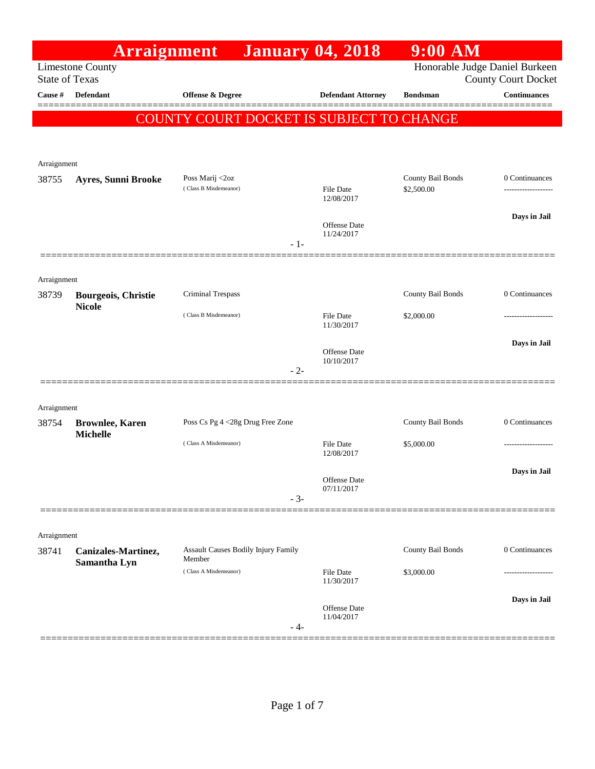# Arraignment January 04, 2018 9:00 AM

Limestone County
State of Texas

Honorable Judge Daniel Burkeen
County Court Docket

**COUNTY COURT DOCKET IS SUBJECT TO CHANGE**

| Cause # | Defendant | Offense & Degree | Defendant Attorney | Bondsman | Continuances |
|---|---|---|---|---|---|
| Arraignment | | | | | |
| 38755 | **Ayres, Sunni Brooke** | Poss Marij <2oz ( Class B Misdemeanor) | File Date 12/08/2017 Offense Date 11/24/2017 | County Bail Bonds $2,500.00 | 0 Continuances ------------------- **Days in Jail** |
| | | | - 1- | | |
| Arraignment | | | | | |
| 38739 | **Bourgeois, Christie Nicole** | Criminal Trespass ( Class B Misdemeanor) | File Date 11/30/2017 Offense Date 10/10/2017 | County Bail Bonds $2,000.00 | 0 Continuances ------------------- **Days in Jail** |
| | | | - 2- | | |
| Arraignment | | | | | |
| 38754 | **Brownlee, Karen Michelle** | Poss Cs Pg 4 <28g Drug Free Zone ( Class A Misdemeanor) | File Date 12/08/2017 Offense Date 07/11/2017 | County Bail Bonds $5,000.00 | 0 Continuances ------------------- **Days in Jail** |
| | | | - 3- | | |
| Arraignment | | | | | |
| 38741 | **Canizales-Martinez, Samantha Lyn** | Assault Causes Bodily Injury Family Member ( Class A Misdemeanor) | File Date 11/30/2017 Offense Date 11/04/2017 | County Bail Bonds $3,000.00 | 0 Continuances ------------------- **Days in Jail** |
| | | | - 4- | | |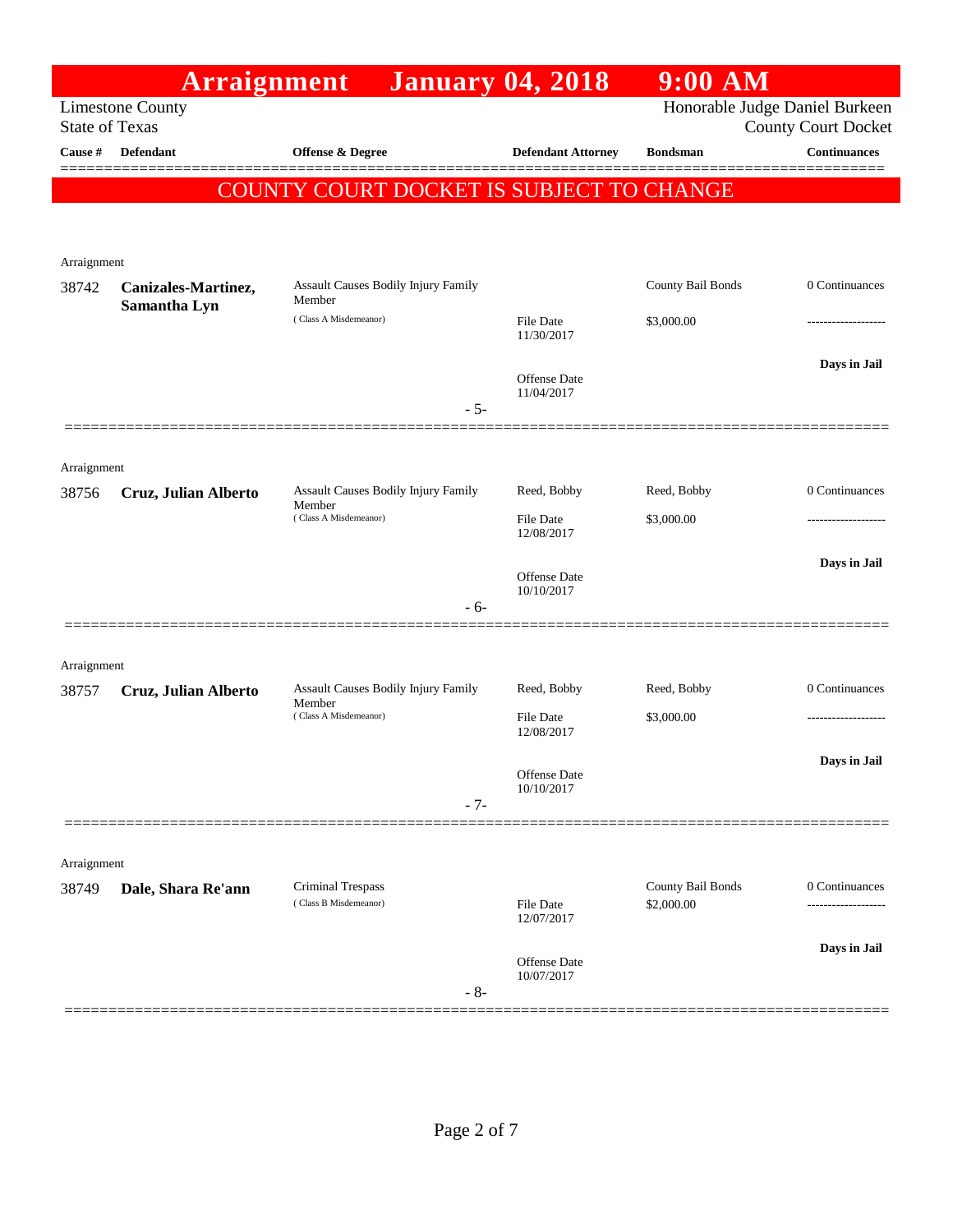# Arraignment January 04, 2018 9:00 AM

Limestone County
State of Texas

Honorable Judge Daniel Burkeen
County Court Docket

**COUNTY COURT DOCKET IS SUBJECT TO CHANGE**

| Cause # | Defendant | Offense & Degree | Defendant Attorney | Bondsman | Continuances |
|---|---|---|---|---|---|
| Arraignment | | | | | |
| 38742 | **Canizales-Martinez, Samantha Lyn** | Assault Causes Bodily Injury Family Member ( Class A Misdemeanor) | File Date 11/30/2017<br>Offense Date 11/04/2017 | County Bail Bonds<br>$3,000.00 | 0 Continuances<br>-------------------<br>**Days in Jail** |
| | | - 5- | | | |
| Arraignment | | | | | |
| 38756 | **Cruz, Julian Alberto** | Assault Causes Bodily Injury Family Member ( Class A Misdemeanor) | Reed, Bobby<br>File Date 12/08/2017<br>Offense Date 10/10/2017 | Reed, Bobby<br>$3,000.00 | 0 Continuances<br>-------------------<br>**Days in Jail** |
| | | - 6- | | | |
| Arraignment | | | | | |
| 38757 | **Cruz, Julian Alberto** | Assault Causes Bodily Injury Family Member ( Class A Misdemeanor) | Reed, Bobby<br>File Date 12/08/2017<br>Offense Date 10/10/2017 | Reed, Bobby<br>$3,000.00 | 0 Continuances<br>-------------------<br>**Days in Jail** |
| | | - 7- | | | |
| Arraignment | | | | | |
| 38749 | **Dale, Shara Re'ann** | Criminal Trespass ( Class B Misdemeanor) | File Date 12/07/2017<br>Offense Date 10/07/2017 | County Bail Bonds<br>$2,000.00 | 0 Continuances<br>-------------------<br>**Days in Jail** |
| | | - 8- | | | |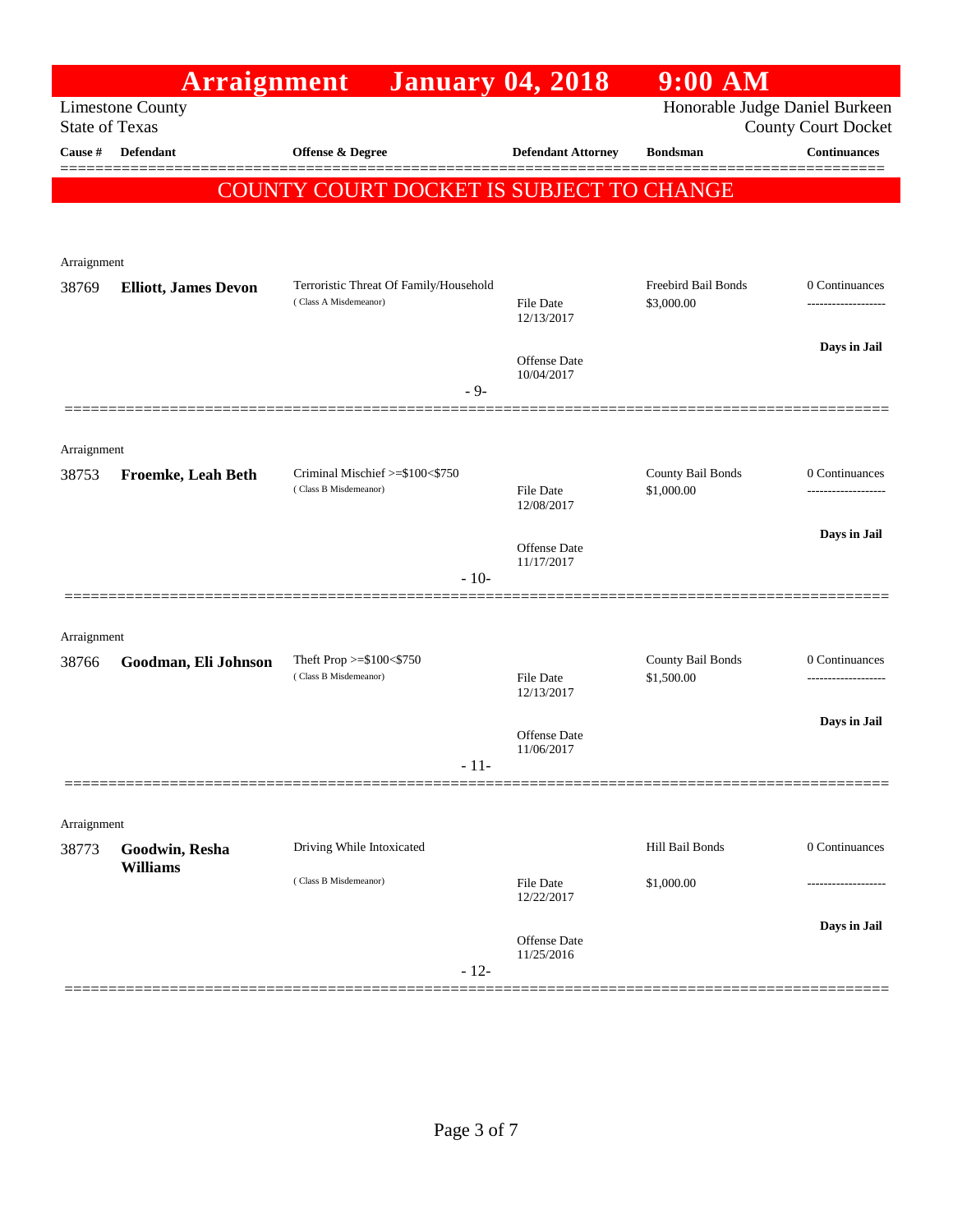# Arraignment January 04, 2018 9:00 AM

Limestone County
State of Texas

Honorable Judge Daniel Burkeen
County Court Docket

**COUNTY COURT DOCKET IS SUBJECT TO CHANGE**

| Cause # | Defendant | Offense & Degree | Defendant Attorney | Bondsman | Continuances |
|---|---|---|---|---|---|
| Arraignment | | | | | |
| 38769 | **Elliott, James Devon** | Terroristic Threat Of Family/Household (Class A Misdemeanor) | File Date 12/13/2017<br>Offense Date 10/04/2017 | Freebird Bail Bonds<br>$3,000.00 | 0 Continuances<br>-------------------<br>**Days in Jail** |
| | | | - 9- | | |
| Arraignment | | | | | |
| 38753 | **Froemke, Leah Beth** | Criminal Mischief >=$100<$750 (Class B Misdemeanor) | File Date 12/08/2017<br>Offense Date 11/17/2017 | County Bail Bonds<br>$1,000.00 | 0 Continuances<br>-------------------<br>**Days in Jail** |
| | | | - 10- | | |
| Arraignment | | | | | |
| 38766 | **Goodman, Eli Johnson** | Theft Prop >=$100<$750 (Class B Misdemeanor) | File Date 12/13/2017<br>Offense Date 11/06/2017 | County Bail Bonds<br>$1,500.00 | 0 Continuances<br>-------------------<br>**Days in Jail** |
| | | | - 11- | | |
| Arraignment | | | | | |
| 38773 | **Goodwin, Resha Williams** | Driving While Intoxicated (Class B Misdemeanor) | File Date 12/22/2017<br>Offense Date 11/25/2016 | Hill Bail Bonds<br>$1,000.00 | 0 Continuances<br>-------------------<br>**Days in Jail** |
| | | | - 12- | | |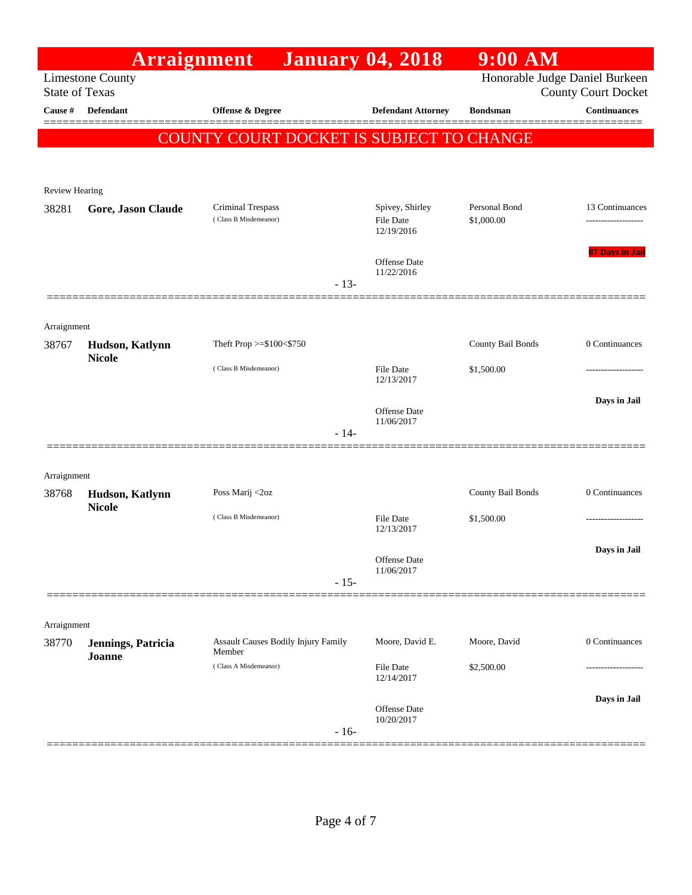# Arraignment January 04, 2018 9:00 AM

Limestone County
State of Texas

Honorable Judge Daniel Burkeen
County Court Docket

| Cause # | Defendant | Offense & Degree | Defendant Attorney | Bondsman | Continuances |
|---|---|---|---|---|---|

**COUNTY COURT DOCKET IS SUBJECT TO CHANGE**

Review Hearing

| Cause # | Defendant | Offense & Degree | Defendant Attorney | Bondsman | Continuances |
|---|---|---|---|---|---|
| 38281 | **Gore, Jason Claude** | Criminal Trespass (Class B Misdemeanor) | Spivey, Shirley<br>File Date 12/19/2016<br>Offense Date 11/22/2016 | Personal Bond<br>$1,000.00 | 13 Continuances<br>-------------------<br>87 Days in Jail |

- 13-

Arraignment

| Cause # | Defendant | Offense & Degree | Defendant Attorney | Bondsman | Continuances |
|---|---|---|---|---|---|
| 38767 | **Hudson, Katlynn Nicole** | Theft Prop >=$100<$750 (Class B Misdemeanor) | File Date 12/13/2017<br>Offense Date 11/06/2017 | County Bail Bonds<br>$1,500.00 | 0 Continuances<br>-------------------<br>Days in Jail |

- 14-

Arraignment

| Cause # | Defendant | Offense & Degree | Defendant Attorney | Bondsman | Continuances |
|---|---|---|---|---|---|
| 38768 | **Hudson, Katlynn Nicole** | Poss Marij <2oz (Class B Misdemeanor) | File Date 12/13/2017<br>Offense Date 11/06/2017 | County Bail Bonds<br>$1,500.00 | 0 Continuances<br>-------------------<br>Days in Jail |

- 15-

Arraignment

| Cause # | Defendant | Offense & Degree | Defendant Attorney | Bondsman | Continuances |
|---|---|---|---|---|---|
| 38770 | **Jennings, Patricia Joanne** | Assault Causes Bodily Injury Family Member (Class A Misdemeanor) | Moore, David E.<br>File Date 12/14/2017<br>Offense Date 10/20/2017 | Moore, David<br>$2,500.00 | 0 Continuances<br>-------------------<br>Days in Jail |

- 16-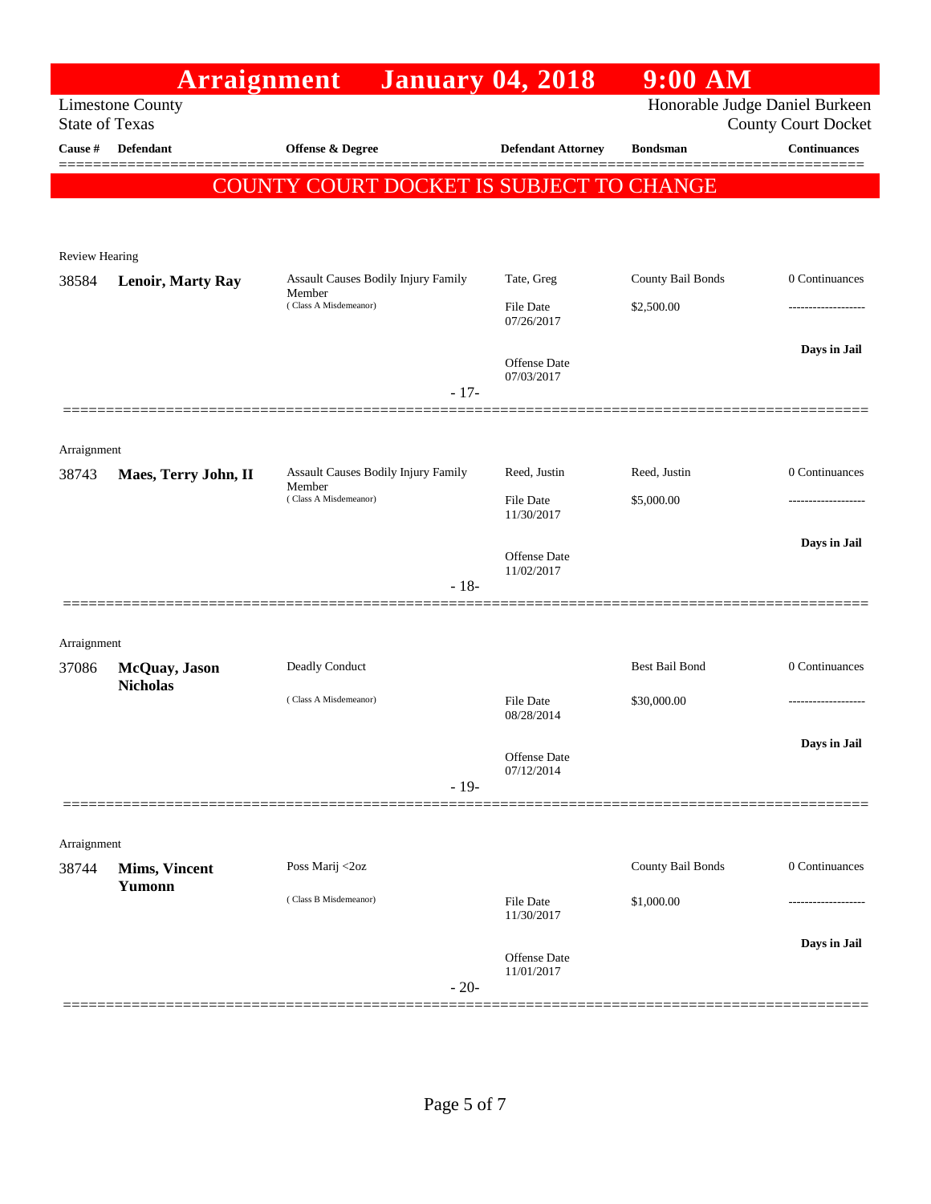# Arraignment January 04, 2018 9:00 AM

Limestone County
State of Texas

Honorable Judge Daniel Burkeen
County Court Docket

COUNTY COURT DOCKET IS SUBJECT TO CHANGE

| Cause # | Defendant | Offense & Degree | Defendant Attorney | Bondsman | Continuances |
|---|---|---|---|---|---|
| **Review Hearing** | | | | | |
| 38584 | **Lenoir, Marty Ray** | Assault Causes Bodily Injury Family Member (Class A Misdemeanor) | Tate, Greg<br>File Date 07/26/2017<br>Offense Date 07/03/2017 | County Bail Bonds<br>$2,500.00 | 0 Continuances<br>------------------<br>**Days in Jail** |
| | | - 17- | | | |
| **Arraignment** | | | | | |
| 38743 | **Maes, Terry John, II** | Assault Causes Bodily Injury Family Member (Class A Misdemeanor) | Reed, Justin<br>File Date 11/30/2017<br>Offense Date 11/02/2017 | Reed, Justin<br>$5,000.00 | 0 Continuances<br>------------------<br>**Days in Jail** |
| | | - 18- | | | |
| **Arraignment** | | | | | |
| 37086 | **McQuay, Jason Nicholas** | Deadly Conduct (Class A Misdemeanor) | File Date 08/28/2014<br>Offense Date 07/12/2014 | Best Bail Bond<br>$30,000.00 | 0 Continuances<br>------------------<br>**Days in Jail** |
| | | - 19- | | | |
| **Arraignment** | | | | | |
| 38744 | **Mims, Vincent Yumonn** | Poss Marij <2oz (Class B Misdemeanor) | File Date 11/30/2017<br>Offense Date 11/01/2017 | County Bail Bonds<br>$1,000.00 | 0 Continuances<br>------------------<br>**Days in Jail** |
| | | - 20- | | | |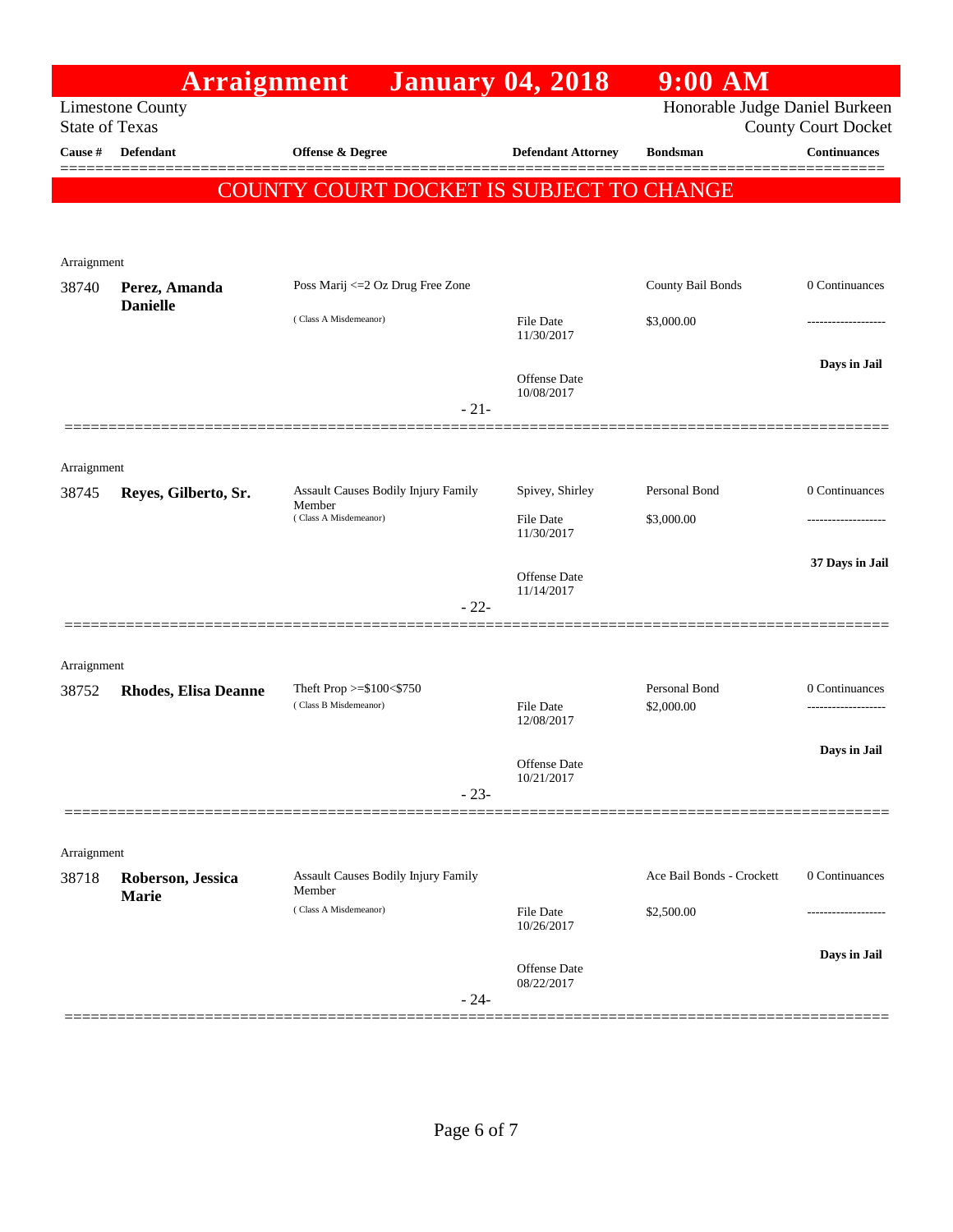# Arraignment January 04, 2018 9:00 AM

Limestone County
State of Texas

Honorable Judge Daniel Burkeen
County Court Docket

**COUNTY COURT DOCKET IS SUBJECT TO CHANGE**

| Cause # | Defendant | Offense & Degree | Defendant Attorney | Bondsman | Continuances |
|---|---|---|---|---|---|
| Arraignment | | | | | |
| 38740 | **Perez, Amanda Danielle** | Poss Marij <=2 Oz Drug Free Zone (Class A Misdemeanor) | File Date 11/30/2017; Offense Date 10/08/2017 | County Bail Bonds $3,000.00 | 0 Continuances; Days in Jail |
| | | - 21- | | | |
| Arraignment | | | | | |
| 38745 | **Reyes, Gilberto, Sr.** | Assault Causes Bodily Injury Family Member (Class A Misdemeanor) | Spivey, Shirley; File Date 11/30/2017; Offense Date 11/14/2017 | Personal Bond $3,000.00 | 0 Continuances; 37 Days in Jail |
| | | - 22- | | | |
| Arraignment | | | | | |
| 38752 | **Rhodes, Elisa Deanne** | Theft Prop >=$100<$750 (Class B Misdemeanor) | File Date 12/08/2017; Offense Date 10/21/2017 | Personal Bond $2,000.00 | 0 Continuances; Days in Jail |
| | | - 23- | | | |
| Arraignment | | | | | |
| 38718 | **Roberson, Jessica Marie** | Assault Causes Bodily Injury Family Member (Class A Misdemeanor) | File Date 10/26/2017; Offense Date 08/22/2017 | Ace Bail Bonds - Crockett $2,500.00 | 0 Continuances; Days in Jail |
| | | - 24- | | | |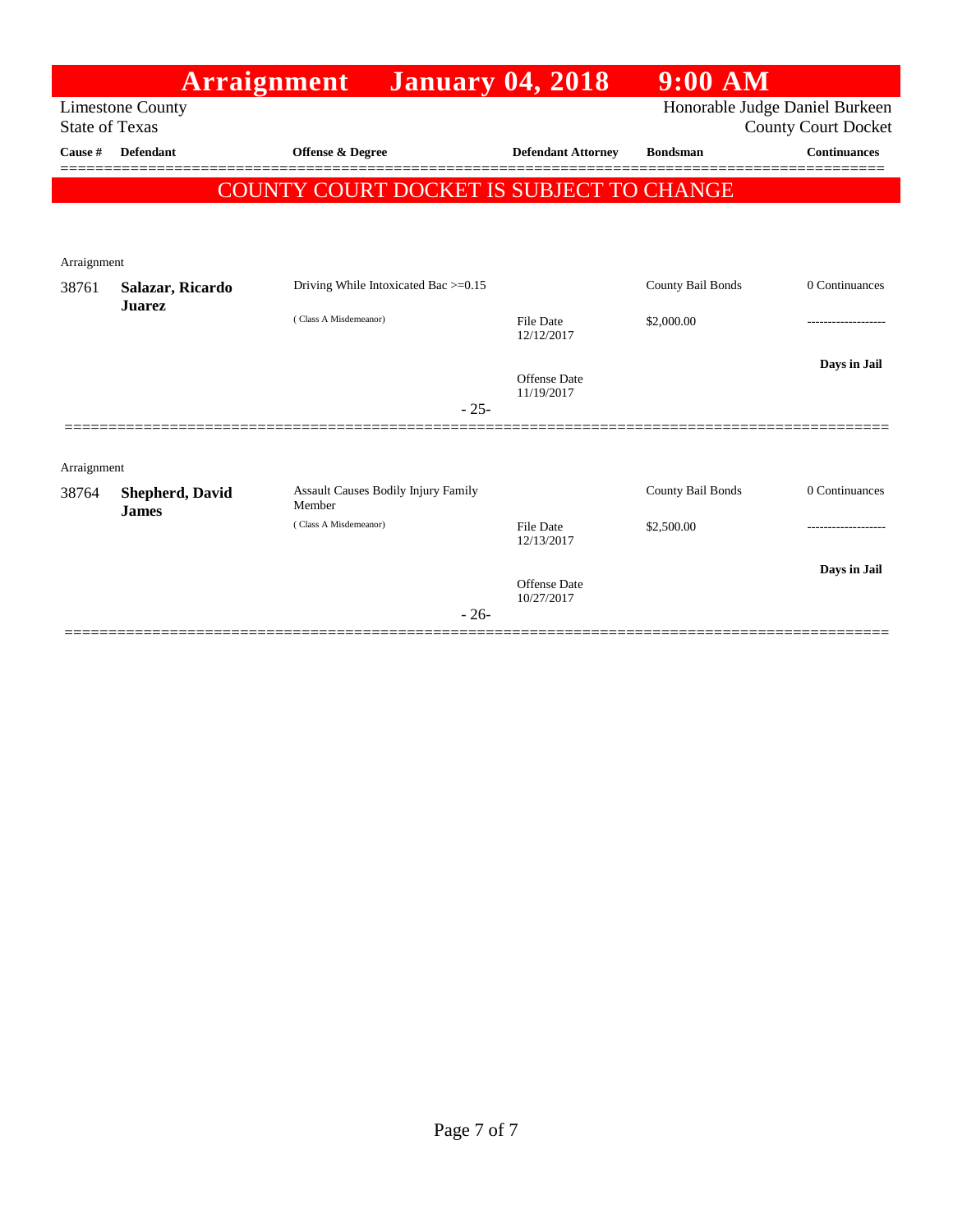# Arraignment January 04, 2018 9:00 AM

Limestone County
State of Texas

Honorable Judge Daniel Burkeen
County Court Docket

| Cause # | Defendant | Offense & Degree | Defendant Attorney | Bondsman | Continuances |
|---|---|---|---|---|---|

**COUNTY COURT DOCKET IS SUBJECT TO CHANGE**

Arraignment

| Cause # | Defendant | Offense & Degree | Defendant Attorney | Bondsman | Continuances |
|---|---|---|---|---|---|
| 38761 | **Salazar, Ricardo Juarez** | Driving While Intoxicated Bac >=0.15 | | County Bail Bonds | 0 Continuances |
| | | ( Class A Misdemeanor) | File Date 12/12/2017 | $2,000.00 | ------------------- |
| | | | Offense Date 11/19/2017 | | **Days in Jail** |

- 25-

Arraignment

| Cause # | Defendant | Offense & Degree | Defendant Attorney | Bondsman | Continuances |
|---|---|---|---|---|---|
| 38764 | **Shepherd, David James** | Assault Causes Bodily Injury Family Member | | County Bail Bonds | 0 Continuances |
| | | ( Class A Misdemeanor) | File Date 12/13/2017 | $2,500.00 | ------------------- |
| | | | Offense Date 10/27/2017 | | **Days in Jail** |

- 26-